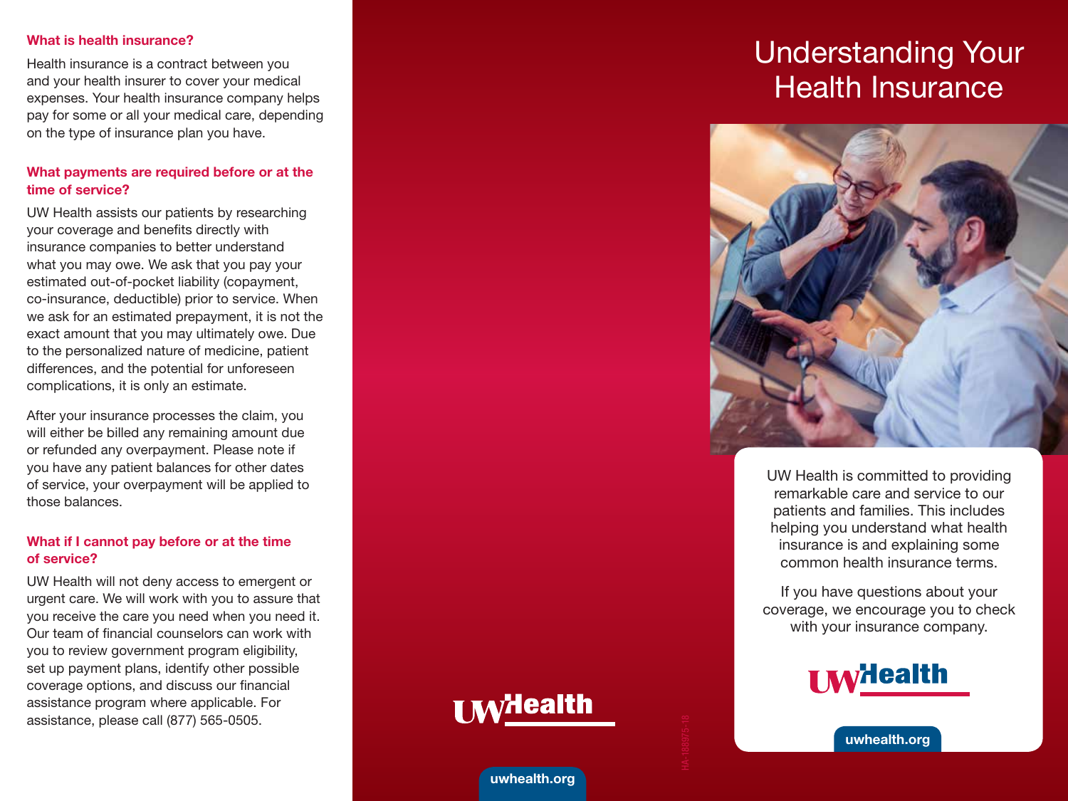# Understanding Your Health Insurance

UW Health is committed to providing remarkable care and service to our patients and families. This includes helping you understand what health insurance is and explaining some common health insurance terms.

If you have questions about your coverage, we encourage you to check with your insurance company.

UW Health

uwhealth.org

### What is health insurance?

Health insurance is a contract between you and your health insurer to cover your medical expenses. Your health insurance company helps pay for some or all your medical care, depending on the type of insurance plan you have.

### What payments are required before or at the time of service?

UW Health assists our patients by researching your coverage and benefits directly with insurance companies to better understand what you may owe. We ask that you pay your estimated out-of-pocket liability (copayment, co-insurance, deductible) prior to service. When we ask for an estimated prepayment, it is not the exact amount that you may ultimately owe. Due to the personalized nature of medicine, patient differences, and the potential for unforeseen complications, it is only an estimate.

After your insurance processes the claim, you will either be billed any remaining amount due or refunded any overpayment. Please note if you have any patient balances for other dates of service, your overpayment will be applied to those balances.

### What if I cannot pay before or at the time of service?

UW Health will not deny access to emergent or urgent care. We will work with you to assure that you receive the care you need when you need it. Our team of financial counselors can work with you to review government program eligibility, set up payment plans, identify other possible coverage options, and discuss our financial assistance program where applicable. For assistance, please call (877) 565-0505.

UW Health

uwhealth.org

HA-188975-18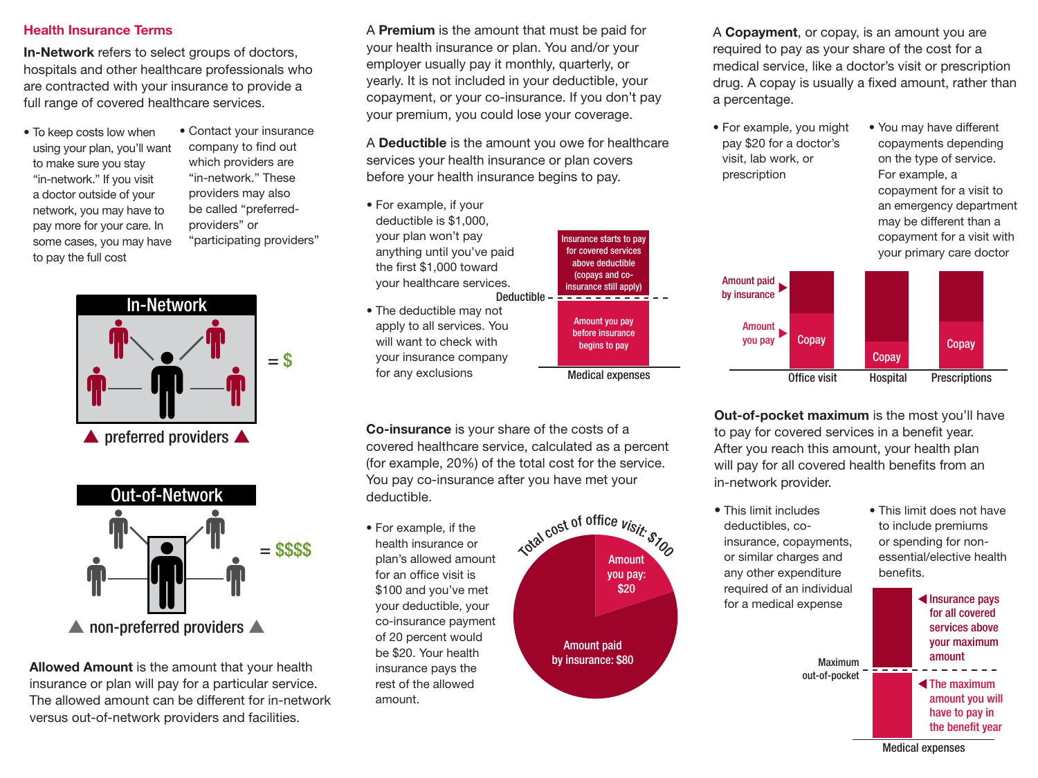## Health Insurance Terms

**In-Network** refers to select groups of doctors, hospitals and other healthcare professionals who are contracted with your insurance to provide a full range of covered healthcare services.

- To keep costs low when using your plan, you'll want to make sure you stay "in-network." If you visit a doctor outside of your network, you may have to pay more for your care. In some cases, you may have to pay the full cost
- Contact your insurance company to find out which providers are "in-network." These providers may also be called "preferred-providers" or "participating providers"

In-Network

= $

▲ preferred providers ▲

Out-of-Network

= $$$$

▲ non-preferred providers ▲

**Allowed Amount** is the amount that your health insurance or plan will pay for a particular service. The allowed amount can be different for in-network versus out-of-network providers and facilities.

A **Premium** is the amount that must be paid for your health insurance or plan. You and/or your employer usually pay it monthly, quarterly, or yearly. It is not included in your deductible, your copayment, or your co-insurance. If you don't pay your premium, you could lose your coverage.

A **Deductible** is the amount you owe for healthcare services your health insurance or plan covers before your health insurance begins to pay.

- For example, if your deductible is $1,000, your plan won't pay anything until you've paid the first $1,000 toward your healthcare services.
- The deductible may not apply to all services. You will want to check with your insurance company for any exclusions

Insurance starts to pay for covered services above deductible (copays and co-insurance still apply)

Deductible

Amount you pay before insurance begins to pay

Medical expenses

**Co-insurance** is your share of the costs of a covered healthcare service, calculated as a percent (for example, 20%) of the total cost for the service. You pay co-insurance after you have met your deductible.

- For example, if the health insurance or plan's allowed amount for an office visit is $100 and you've met your deductible, your co-insurance payment of 20 percent would be $20. Your health insurance pays the rest of the allowed amount.

Total cost of office visit: $100

Amount you pay: $20

Amount paid by insurance: $80

A **Copayment**, or copay, is an amount you are required to pay as your share of the cost for a medical service, like a doctor's visit or prescription drug. A copay is usually a fixed amount, rather than a percentage.

- For example, you might pay $20 for a doctor's visit, lab work, or prescription
- You may have different copayments depending on the type of service. For example, a copayment for a visit to an emergency department may be different than a copayment for a visit with your primary care doctor

Amount paid by insurance

Amount you pay

Copay

Copay

Copay

Office visit

Hospital

Prescriptions

**Out-of-pocket maximum** is the most you'll have to pay for covered services in a benefit year. After you reach this amount, your health plan will pay for all covered health benefits from an in-network provider.

- This limit includes deductibles, co-insurance, copayments, or similar charges and any other expenditure required of an individual for a medical expense
- This limit does not have to include premiums or spending for non-essential/elective health benefits.

Insurance pays for all covered services above your maximum amount

Maximum out-of-pocket

The maximum amount you will have to pay in the benefit year

Medical expenses